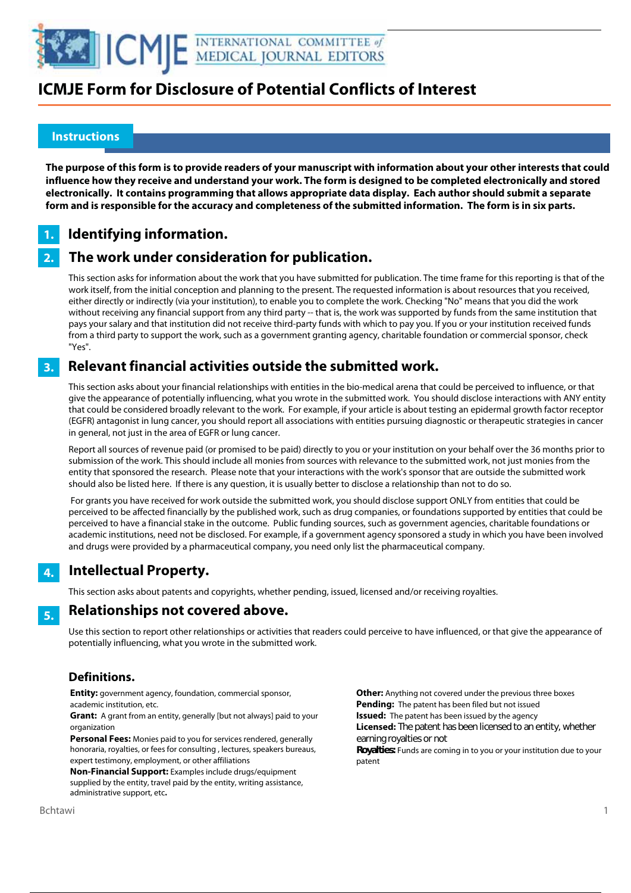# ICMJE Form for Disclosure of Potential Conflicts of Interest

## Instructions

**The purpose of this form is to provide readers of your manuscript with information about your other interests that could influence how they receive and understand your work. The form is designed to be completed electronically and stored electronically. It contains programming that allows appropriate data display. Each author should submit a separate form and is responsible for the accuracy and completeness of the submitted information. The form is in six parts.**

### 1. Identifying information.

### 2. The work under consideration for publication.

This section asks for information about the work that you have submitted for publication. The time frame for this reporting is that of the work itself, from the initial conception and planning to the present. The requested information is about resources that you received, either directly or indirectly (via your institution), to enable you to complete the work. Checking "No" means that you did the work without receiving any financial support from any third party -- that is, the work was supported by funds from the same institution that pays your salary and that institution did not receive third-party funds with which to pay you. If you or your institution received funds from a third party to support the work, such as a government granting agency, charitable foundation or commercial sponsor, check "Yes".

### 3. Relevant financial activities outside the submitted work.

This section asks about your financial relationships with entities in the bio-medical arena that could be perceived to influence, or that give the appearance of potentially influencing, what you wrote in the submitted work. You should disclose interactions with ANY entity that could be considered broadly relevant to the work. For example, if your article is about testing an epidermal growth factor receptor (EGFR) antagonist in lung cancer, you should report all associations with entities pursuing diagnostic or therapeutic strategies in cancer in general, not just in the area of EGFR or lung cancer.

Report all sources of revenue paid (or promised to be paid) directly to you or your institution on your behalf over the 36 months prior to submission of the work. This should include all monies from sources with relevance to the submitted work, not just monies from the entity that sponsored the research. Please note that your interactions with the work's sponsor that are outside the submitted work should also be listed here. If there is any question, it is usually better to disclose a relationship than not to do so.

For grants you have received for work outside the submitted work, you should disclose support ONLY from entities that could be perceived to be affected financially by the published work, such as drug companies, or foundations supported by entities that could be perceived to have a financial stake in the outcome. Public funding sources, such as government agencies, charitable foundations or academic institutions, need not be disclosed. For example, if a government agency sponsored a study in which you have been involved and drugs were provided by a pharmaceutical company, you need only list the pharmaceutical company.

### 4. Intellectual Property.

This section asks about patents and copyrights, whether pending, issued, licensed and/or receiving royalties.

### 5. Relationships not covered above.

Use this section to report other relationships or activities that readers could perceive to have influenced, or that give the appearance of potentially influencing, what you wrote in the submitted work.

### Definitions.

**Entity:** government agency, foundation, commercial sponsor, academic institution, etc.

**Grant:** A grant from an entity, generally [but not always] paid to your organization

**Personal Fees:** Monies paid to you for services rendered, generally honoraria, royalties, or fees for consulting , lectures, speakers bureaus, expert testimony, employment, or other affiliations

**Non-Financial Support:** Examples include drugs/equipment supplied by the entity, travel paid by the entity, writing assistance, administrative support, etc**.**

**Other:** Anything not covered under the previous three boxes

**Pending:** The patent has been filed but not issued

**Issued:** The patent has been issued by the agency

**Licensed:** The patent has been licensed to an entity, whether earning royalties or not

**Royalties:** Funds are coming in to you or your institution due to your patent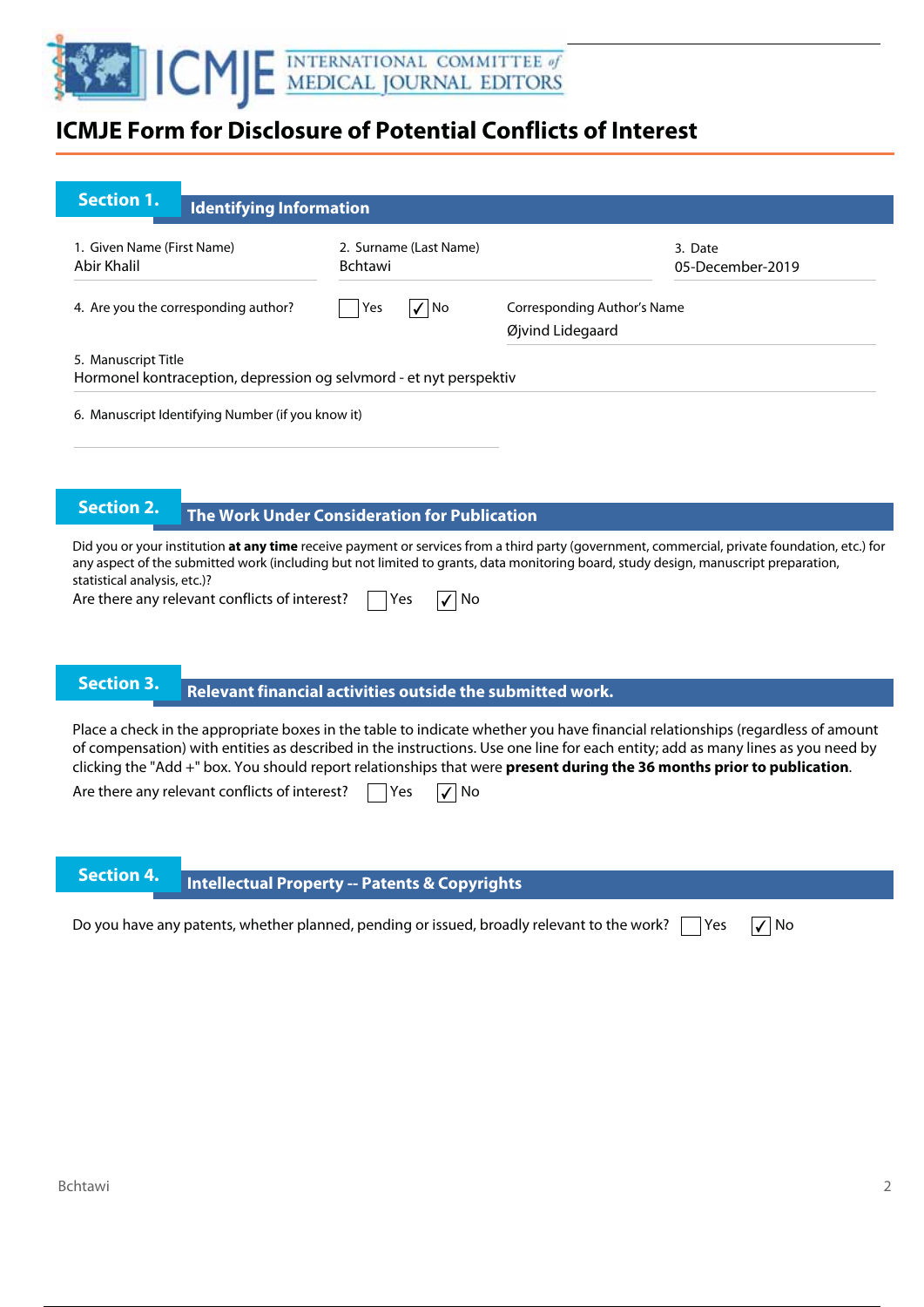# ICMJE Form for Disclosure of Potential Conflicts of Interest

## Section 1. Identifying Information

1. Given Name (First Name)
Abir Khalil

2. Surname (Last Name)
Bchtawi

3. Date
05-December-2019

4. Are you the corresponding author? ☐ Yes ☑ No

Corresponding Author's Name
Øjvind Lidegaard

5. Manuscript Title
Hormonel kontraception, depression og selvmord - et nyt perspektiv

6. Manuscript Identifying Number (if you know it)

## Section 2. The Work Under Consideration for Publication

Did you or your institution **at any time** receive payment or services from a third party (government, commercial, private foundation, etc.) for any aspect of the submitted work (including but not limited to grants, data monitoring board, study design, manuscript preparation, statistical analysis, etc.)?

Are there any relevant conflicts of interest? ☐ Yes ☑ No

## Section 3. Relevant financial activities outside the submitted work.

Place a check in the appropriate boxes in the table to indicate whether you have financial relationships (regardless of amount of compensation) with entities as described in the instructions. Use one line for each entity; add as many lines as you need by clicking the "Add +" box. You should report relationships that were **present during the 36 months prior to publication**.

Are there any relevant conflicts of interest? ☐ Yes ☑ No

## Section 4. Intellectual Property -- Patents & Copyrights

Do you have any patents, whether planned, pending or issued, broadly relevant to the work? ☐ Yes ☑ No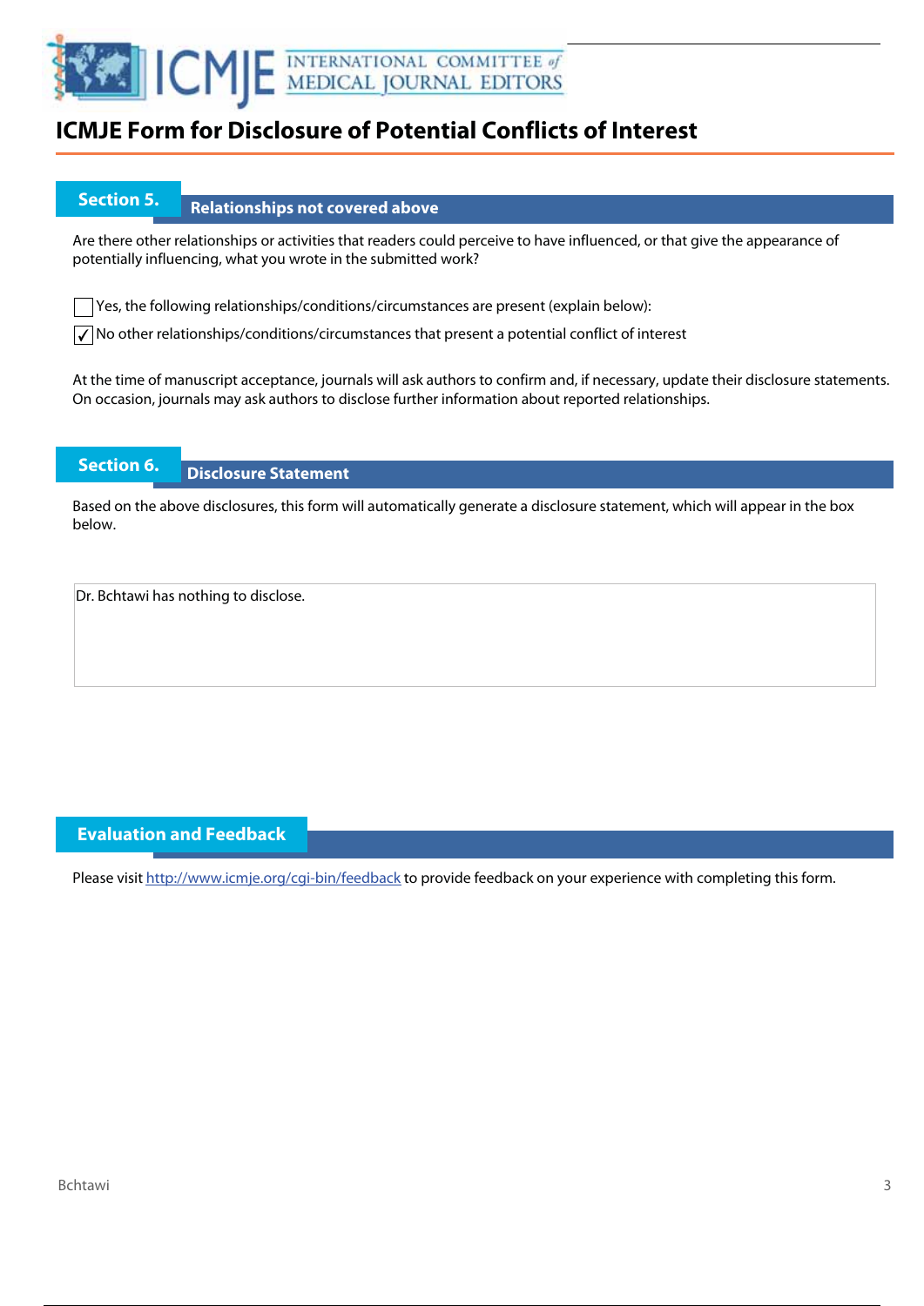# ICMJE Form for Disclosure of Potential Conflicts of Interest

## Section 5. Relationships not covered above

Are there other relationships or activities that readers could perceive to have influenced, or that give the appearance of potentially influencing, what you wrote in the submitted work?

- [ ] Yes, the following relationships/conditions/circumstances are present (explain below):
- [x] No other relationships/conditions/circumstances that present a potential conflict of interest

At the time of manuscript acceptance, journals will ask authors to confirm and, if necessary, update their disclosure statements. On occasion, journals may ask authors to disclose further information about reported relationships.

## Section 6. Disclosure Statement

Based on the above disclosures, this form will automatically generate a disclosure statement, which will appear in the box below.

Dr. Bchtawi has nothing to disclose.

## Evaluation and Feedback

Please visit http://www.icmje.org/cgi-bin/feedback to provide feedback on your experience with completing this form.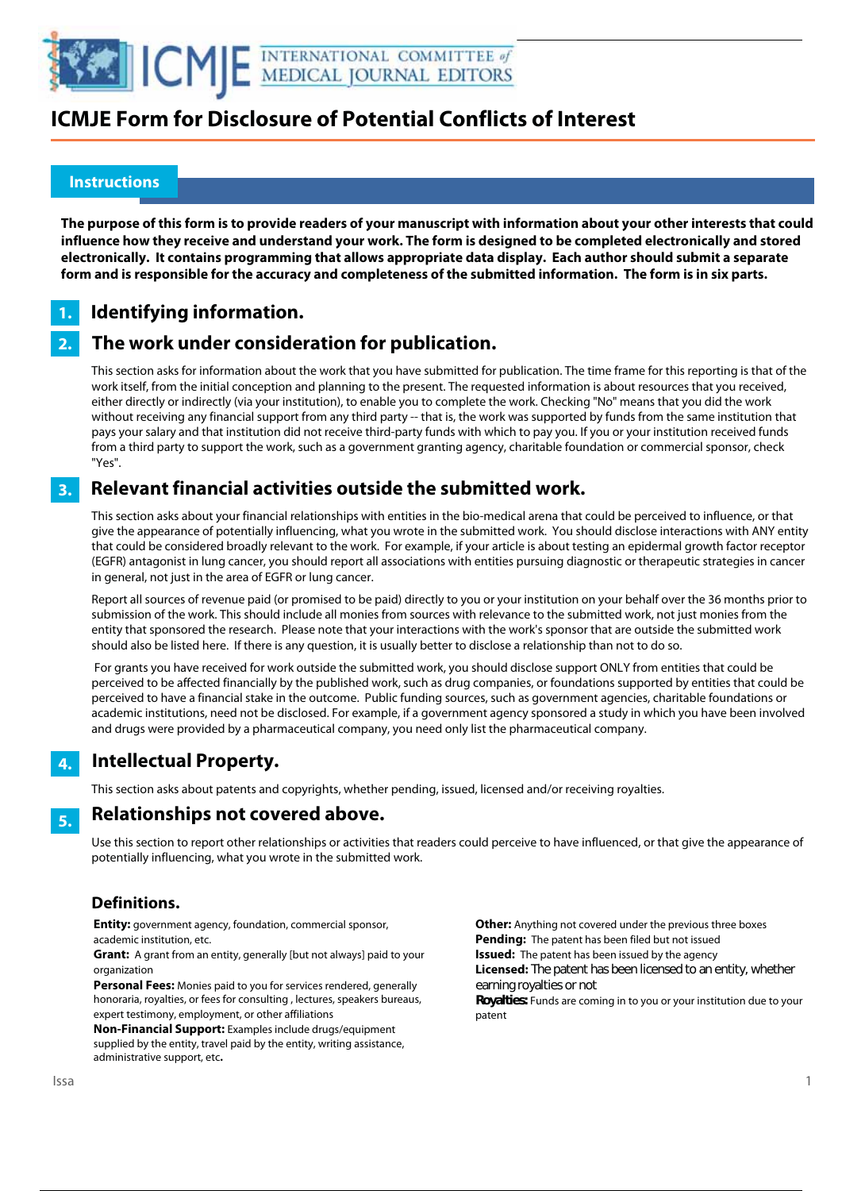# ICMJE Form for Disclosure of Potential Conflicts of Interest

## Instructions

**The purpose of this form is to provide readers of your manuscript with information about your other interests that could influence how they receive and understand your work. The form is designed to be completed electronically and stored electronically. It contains programming that allows appropriate data display. Each author should submit a separate form and is responsible for the accuracy and completeness of the submitted information. The form is in six parts.**

## 1. Identifying information.

## 2. The work under consideration for publication.

This section asks for information about the work that you have submitted for publication. The time frame for this reporting is that of the work itself, from the initial conception and planning to the present. The requested information is about resources that you received, either directly or indirectly (via your institution), to enable you to complete the work. Checking "No" means that you did the work without receiving any financial support from any third party -- that is, the work was supported by funds from the same institution that pays your salary and that institution did not receive third-party funds with which to pay you. If you or your institution received funds from a third party to support the work, such as a government granting agency, charitable foundation or commercial sponsor, check "Yes".

## 3. Relevant financial activities outside the submitted work.

This section asks about your financial relationships with entities in the bio-medical arena that could be perceived to influence, or that give the appearance of potentially influencing, what you wrote in the submitted work. You should disclose interactions with ANY entity that could be considered broadly relevant to the work. For example, if your article is about testing an epidermal growth factor receptor (EGFR) antagonist in lung cancer, you should report all associations with entities pursuing diagnostic or therapeutic strategies in cancer in general, not just in the area of EGFR or lung cancer.

Report all sources of revenue paid (or promised to be paid) directly to you or your institution on your behalf over the 36 months prior to submission of the work. This should include all monies from sources with relevance to the submitted work, not just monies from the entity that sponsored the research. Please note that your interactions with the work's sponsor that are outside the submitted work should also be listed here. If there is any question, it is usually better to disclose a relationship than not to do so.

For grants you have received for work outside the submitted work, you should disclose support ONLY from entities that could be perceived to be affected financially by the published work, such as drug companies, or foundations supported by entities that could be perceived to have a financial stake in the outcome. Public funding sources, such as government agencies, charitable foundations or academic institutions, need not be disclosed. For example, if a government agency sponsored a study in which you have been involved and drugs were provided by a pharmaceutical company, you need only list the pharmaceutical company.

## 4. Intellectual Property.

This section asks about patents and copyrights, whether pending, issued, licensed and/or receiving royalties.

## 5. Relationships not covered above.

Use this section to report other relationships or activities that readers could perceive to have influenced, or that give the appearance of potentially influencing, what you wrote in the submitted work.

### Definitions.

**Entity:** government agency, foundation, commercial sponsor, academic institution, etc.

**Grant:** A grant from an entity, generally [but not always] paid to your organization

**Personal Fees:** Monies paid to you for services rendered, generally honoraria, royalties, or fees for consulting , lectures, speakers bureaus, expert testimony, employment, or other affiliations

**Non-Financial Support:** Examples include drugs/equipment supplied by the entity, travel paid by the entity, writing assistance, administrative support, etc**.**

**Other:** Anything not covered under the previous three boxes

**Pending:** The patent has been filed but not issued

**Issued:** The patent has been issued by the agency

**Licensed:** The patent has been licensed to an entity, whether earning royalties or not

**Royalties:** Funds are coming in to you or your institution due to your patent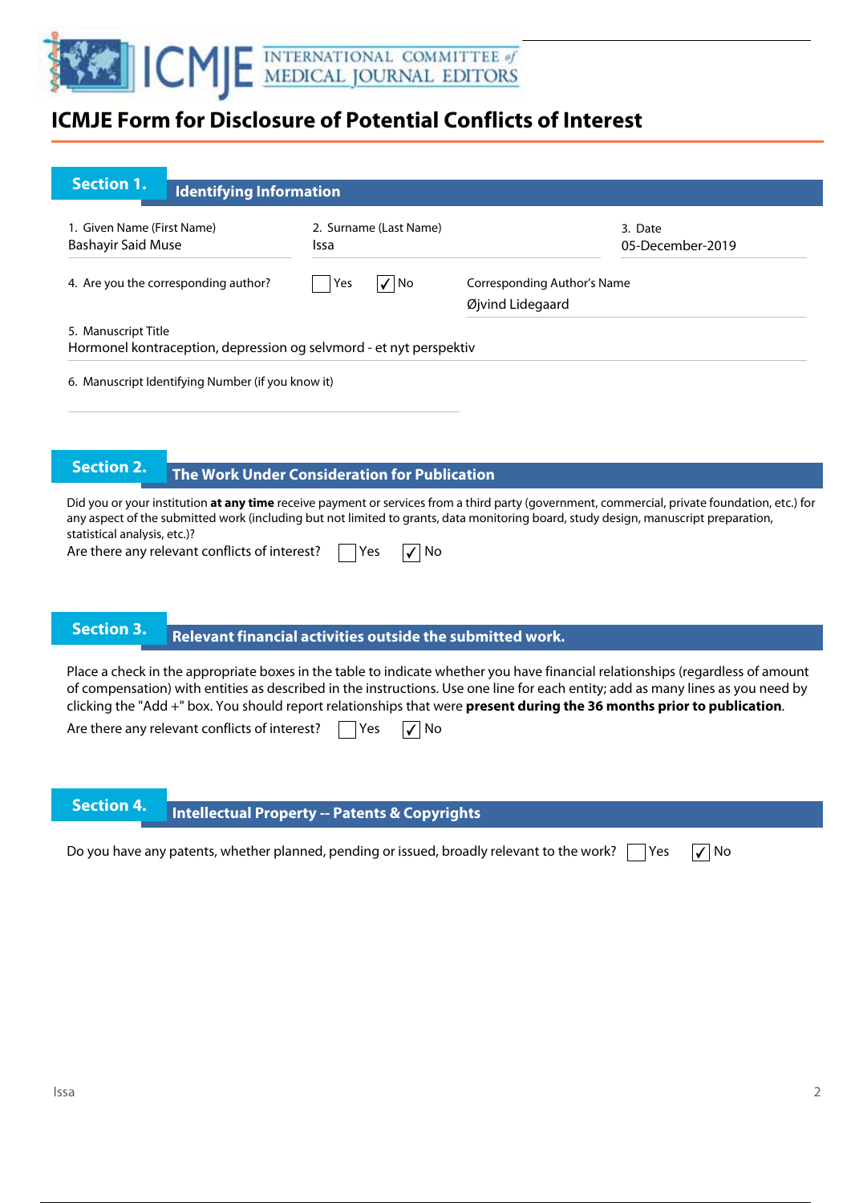# ICMJE Form for Disclosure of Potential Conflicts of Interest

## Section 1. Identifying Information

1. Given Name (First Name)
Bashayir Said Muse

2. Surname (Last Name)
Issa

3. Date
05-December-2019

4. Are you the corresponding author? ☐ Yes ☑ No

Corresponding Author's Name
Øjvind Lidegaard

5. Manuscript Title
Hormonel kontraception, depression og selvmord - et nyt perspektiv

6. Manuscript Identifying Number (if you know it)

## Section 2. The Work Under Consideration for Publication

Did you or your institution **at any time** receive payment or services from a third party (government, commercial, private foundation, etc.) for any aspect of the submitted work (including but not limited to grants, data monitoring board, study design, manuscript preparation, statistical analysis, etc.)?

Are there any relevant conflicts of interest? ☐ Yes ☑ No

## Section 3. Relevant financial activities outside the submitted work.

Place a check in the appropriate boxes in the table to indicate whether you have financial relationships (regardless of amount of compensation) with entities as described in the instructions. Use one line for each entity; add as many lines as you need by clicking the "Add +" box. You should report relationships that were **present during the 36 months prior to publication**.

Are there any relevant conflicts of interest? ☐ Yes ☑ No

## Section 4. Intellectual Property -- Patents & Copyrights

Do you have any patents, whether planned, pending or issued, broadly relevant to the work? ☐ Yes ☑ No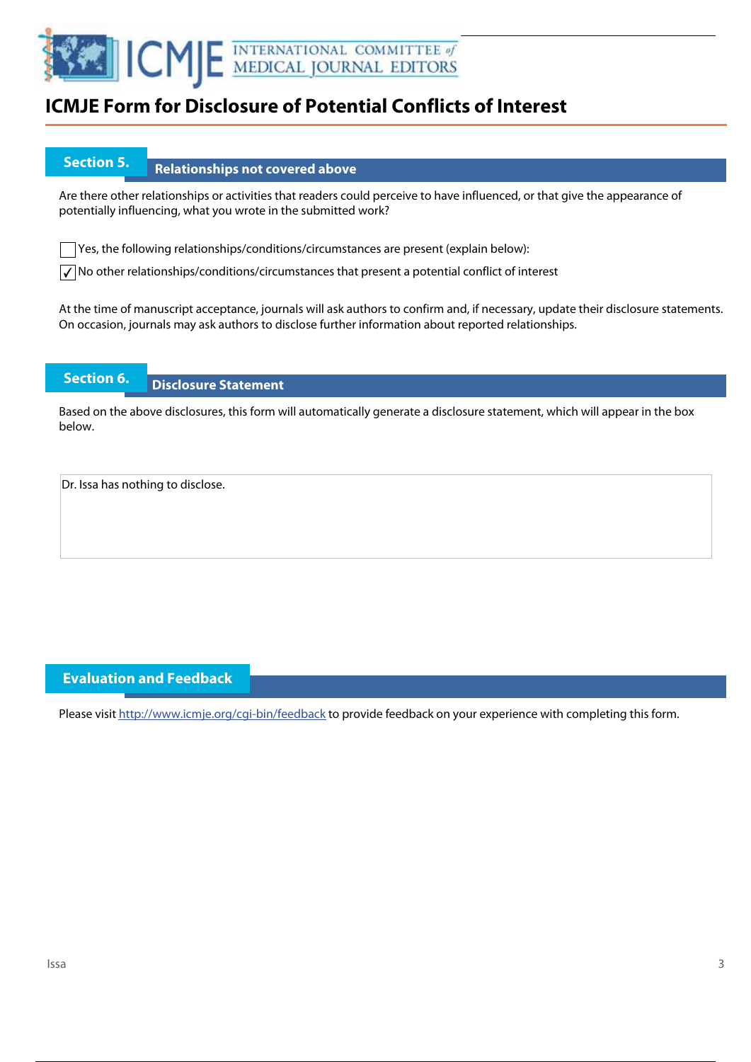# ICMJE Form for Disclosure of Potential Conflicts of Interest

## Section 5. Relationships not covered above

Are there other relationships or activities that readers could perceive to have influenced, or that give the appearance of potentially influencing, what you wrote in the submitted work?

☐ Yes, the following relationships/conditions/circumstances are present (explain below):

☑ No other relationships/conditions/circumstances that present a potential conflict of interest

At the time of manuscript acceptance, journals will ask authors to confirm and, if necessary, update their disclosure statements. On occasion, journals may ask authors to disclose further information about reported relationships.

## Section 6. Disclosure Statement

Based on the above disclosures, this form will automatically generate a disclosure statement, which will appear in the box below.

Dr. Issa has nothing to disclose.

## Evaluation and Feedback

Please visit http://www.icmje.org/cgi-bin/feedback to provide feedback on your experience with completing this form.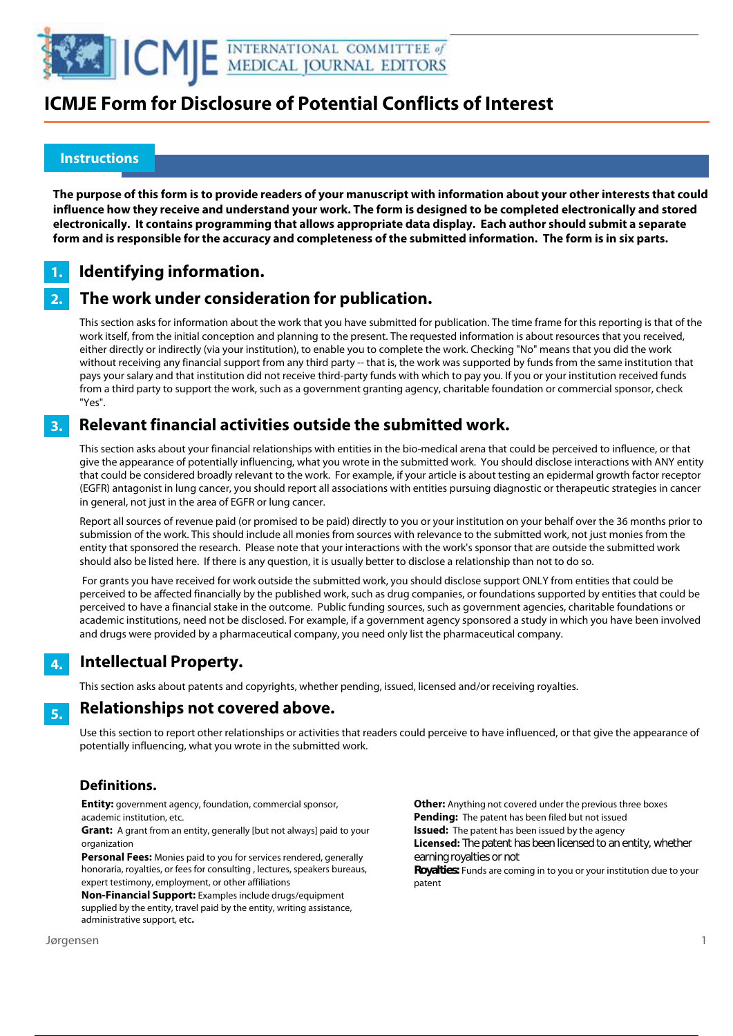# ICMJE Form for Disclosure of Potential Conflicts of Interest

## Instructions

**The purpose of this form is to provide readers of your manuscript with information about your other interests that could influence how they receive and understand your work. The form is designed to be completed electronically and stored electronically. It contains programming that allows appropriate data display. Each author should submit a separate form and is responsible for the accuracy and completeness of the submitted information. The form is in six parts.**

### 1. Identifying information.

### 2. The work under consideration for publication.

This section asks for information about the work that you have submitted for publication. The time frame for this reporting is that of the work itself, from the initial conception and planning to the present. The requested information is about resources that you received, either directly or indirectly (via your institution), to enable you to complete the work. Checking "No" means that you did the work without receiving any financial support from any third party -- that is, the work was supported by funds from the same institution that pays your salary and that institution did not receive third-party funds with which to pay you. If you or your institution received funds from a third party to support the work, such as a government granting agency, charitable foundation or commercial sponsor, check "Yes".

### 3. Relevant financial activities outside the submitted work.

This section asks about your financial relationships with entities in the bio-medical arena that could be perceived to influence, or that give the appearance of potentially influencing, what you wrote in the submitted work. You should disclose interactions with ANY entity that could be considered broadly relevant to the work. For example, if your article is about testing an epidermal growth factor receptor (EGFR) antagonist in lung cancer, you should report all associations with entities pursuing diagnostic or therapeutic strategies in cancer in general, not just in the area of EGFR or lung cancer.

Report all sources of revenue paid (or promised to be paid) directly to you or your institution on your behalf over the 36 months prior to submission of the work. This should include all monies from sources with relevance to the submitted work, not just monies from the entity that sponsored the research. Please note that your interactions with the work's sponsor that are outside the submitted work should also be listed here. If there is any question, it is usually better to disclose a relationship than not to do so.

For grants you have received for work outside the submitted work, you should disclose support ONLY from entities that could be perceived to be affected financially by the published work, such as drug companies, or foundations supported by entities that could be perceived to have a financial stake in the outcome. Public funding sources, such as government agencies, charitable foundations or academic institutions, need not be disclosed. For example, if a government agency sponsored a study in which you have been involved and drugs were provided by a pharmaceutical company, you need only list the pharmaceutical company.

### 4. Intellectual Property.

This section asks about patents and copyrights, whether pending, issued, licensed and/or receiving royalties.

### 5. Relationships not covered above.

Use this section to report other relationships or activities that readers could perceive to have influenced, or that give the appearance of potentially influencing, what you wrote in the submitted work.

### Definitions.

**Entity:** government agency, foundation, commercial sponsor, academic institution, etc.

**Grant:** A grant from an entity, generally [but not always] paid to your organization

**Personal Fees:** Monies paid to you for services rendered, generally honoraria, royalties, or fees for consulting , lectures, speakers bureaus, expert testimony, employment, or other affiliations

**Non-Financial Support:** Examples include drugs/equipment supplied by the entity, travel paid by the entity, writing assistance, administrative support, etc**.**

**Other:** Anything not covered under the previous three boxes

**Pending:** The patent has been filed but not issued

**Issued:** The patent has been issued by the agency

**Licensed:** The patent has been licensed to an entity, whether earning royalties or not

**Royalties:** Funds are coming in to you or your institution due to your patent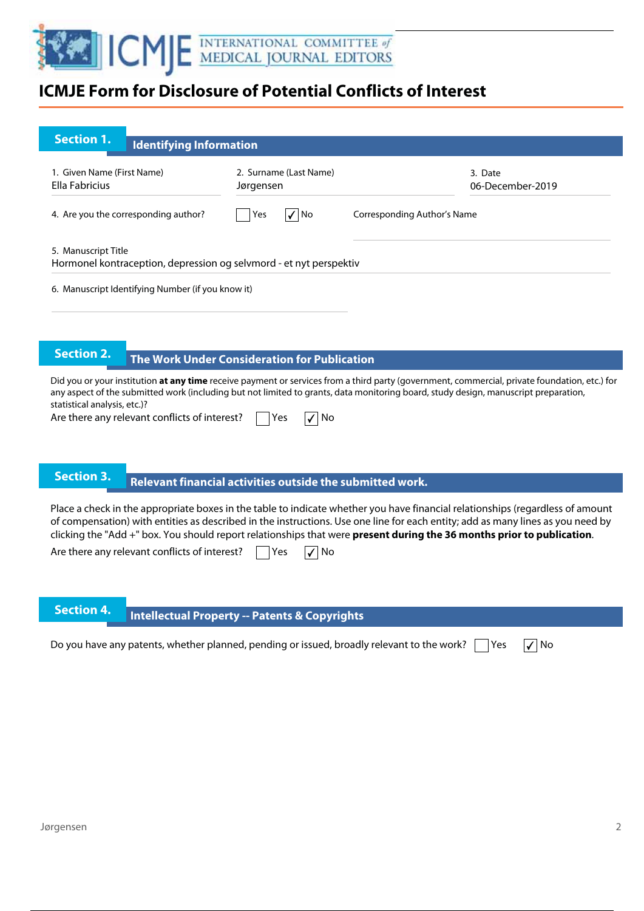# ICMJE Form for Disclosure of Potential Conflicts of Interest

## Section 1. Identifying Information

1. Given Name (First Name)
Ella Fabricius

2. Surname (Last Name)
Jørgensen

3. Date
06-December-2019

4. Are you the corresponding author? ☐ Yes ☑ No

Corresponding Author's Name

5. Manuscript Title
Hormonel kontraception, depression og selvmord - et nyt perspektiv

6. Manuscript Identifying Number (if you know it)

## Section 2. The Work Under Consideration for Publication

Did you or your institution **at any time** receive payment or services from a third party (government, commercial, private foundation, etc.) for any aspect of the submitted work (including but not limited to grants, data monitoring board, study design, manuscript preparation, statistical analysis, etc.)?

Are there any relevant conflicts of interest? ☐ Yes ☑ No

## Section 3. Relevant financial activities outside the submitted work.

Place a check in the appropriate boxes in the table to indicate whether you have financial relationships (regardless of amount of compensation) with entities as described in the instructions. Use one line for each entity; add as many lines as you need by clicking the "Add +" box. You should report relationships that were **present during the 36 months prior to publication**.

Are there any relevant conflicts of interest? ☐ Yes ☑ No

## Section 4. Intellectual Property -- Patents & Copyrights

Do you have any patents, whether planned, pending or issued, broadly relevant to the work? ☐ Yes ☑ No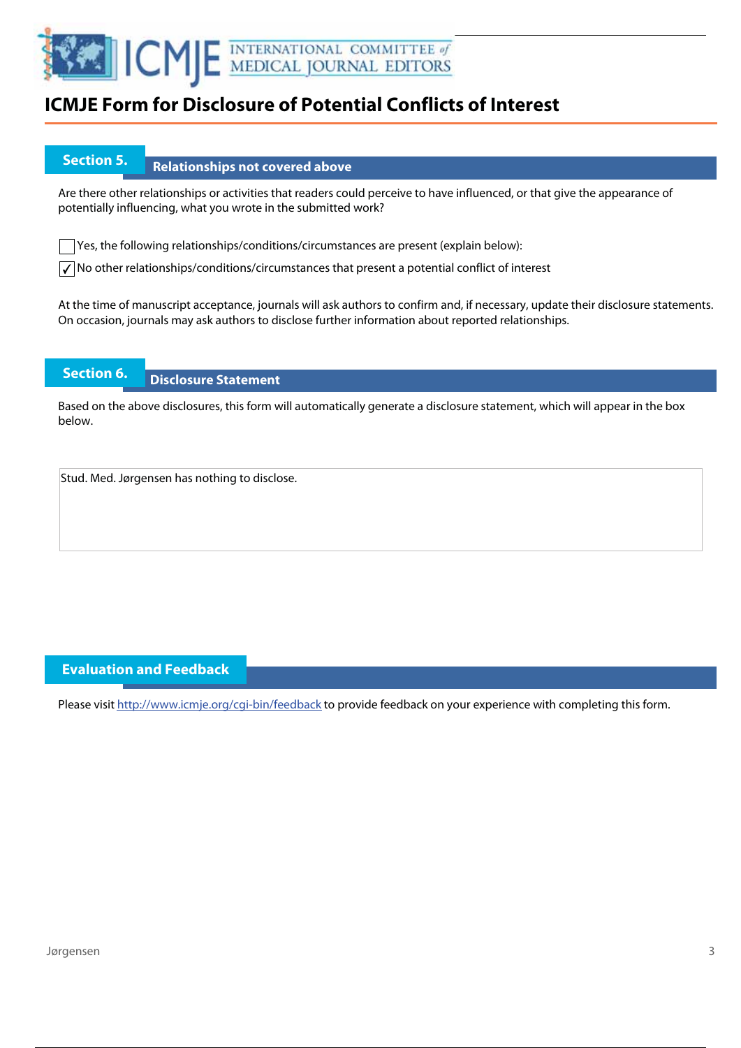# ICMJE Form for Disclosure of Potential Conflicts of Interest

## Section 5. Relationships not covered above

Are there other relationships or activities that readers could perceive to have influenced, or that give the appearance of potentially influencing, what you wrote in the submitted work?

☐ Yes, the following relationships/conditions/circumstances are present (explain below):

☑ No other relationships/conditions/circumstances that present a potential conflict of interest

At the time of manuscript acceptance, journals will ask authors to confirm and, if necessary, update their disclosure statements. On occasion, journals may ask authors to disclose further information about reported relationships.

## Section 6. Disclosure Statement

Based on the above disclosures, this form will automatically generate a disclosure statement, which will appear in the box below.

Stud. Med. Jørgensen has nothing to disclose.

## Evaluation and Feedback

Please visit http://www.icmje.org/cgi-bin/feedback to provide feedback on your experience with completing this form.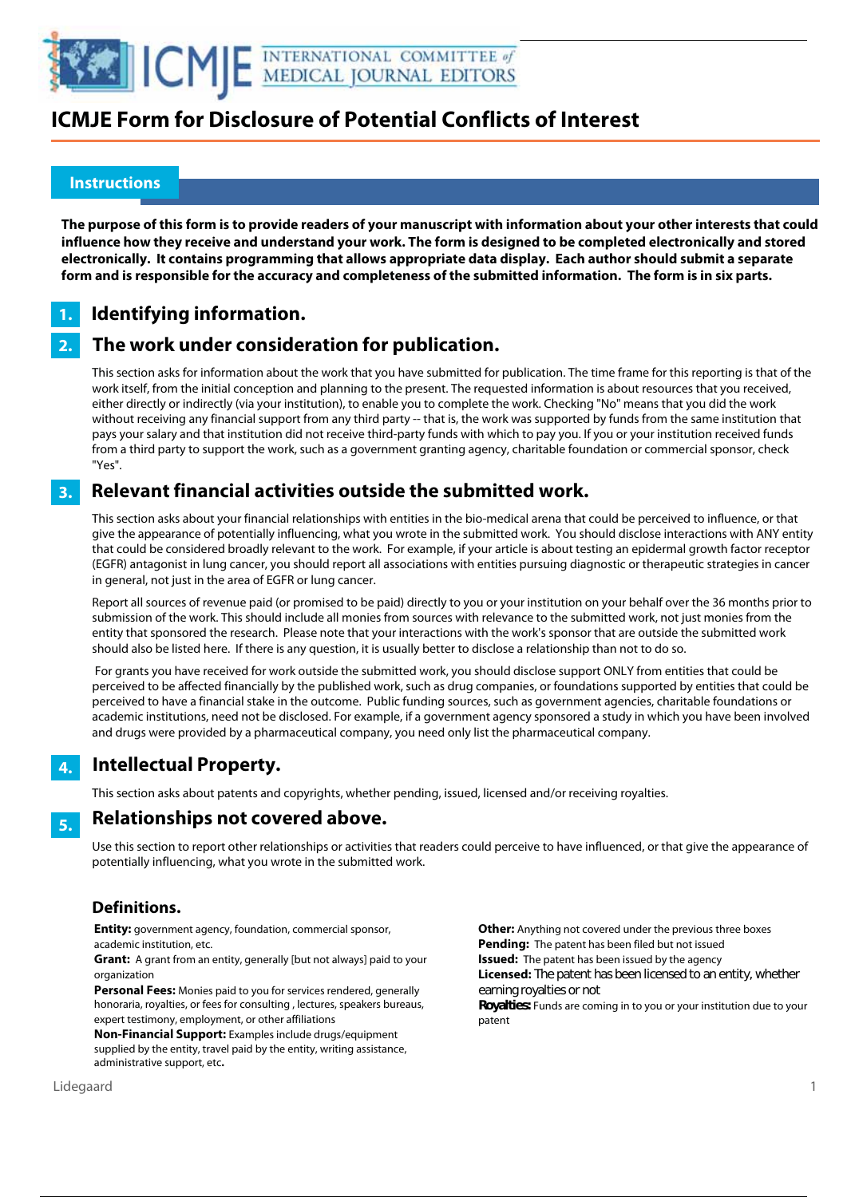# ICMJE Form for Disclosure of Potential Conflicts of Interest

## Instructions

**The purpose of this form is to provide readers of your manuscript with information about your other interests that could influence how they receive and understand your work. The form is designed to be completed electronically and stored electronically. It contains programming that allows appropriate data display. Each author should submit a separate form and is responsible for the accuracy and completeness of the submitted information. The form is in six parts.**

## 1. Identifying information.

## 2. The work under consideration for publication.

This section asks for information about the work that you have submitted for publication. The time frame for this reporting is that of the work itself, from the initial conception and planning to the present. The requested information is about resources that you received, either directly or indirectly (via your institution), to enable you to complete the work. Checking "No" means that you did the work without receiving any financial support from any third party -- that is, the work was supported by funds from the same institution that pays your salary and that institution did not receive third-party funds with which to pay you. If you or your institution received funds from a third party to support the work, such as a government granting agency, charitable foundation or commercial sponsor, check "Yes".

## 3. Relevant financial activities outside the submitted work.

This section asks about your financial relationships with entities in the bio-medical arena that could be perceived to influence, or that give the appearance of potentially influencing, what you wrote in the submitted work. You should disclose interactions with ANY entity that could be considered broadly relevant to the work. For example, if your article is about testing an epidermal growth factor receptor (EGFR) antagonist in lung cancer, you should report all associations with entities pursuing diagnostic or therapeutic strategies in cancer in general, not just in the area of EGFR or lung cancer.

Report all sources of revenue paid (or promised to be paid) directly to you or your institution on your behalf over the 36 months prior to submission of the work. This should include all monies from sources with relevance to the submitted work, not just monies from the entity that sponsored the research. Please note that your interactions with the work's sponsor that are outside the submitted work should also be listed here. If there is any question, it is usually better to disclose a relationship than not to do so.

For grants you have received for work outside the submitted work, you should disclose support ONLY from entities that could be perceived to be affected financially by the published work, such as drug companies, or foundations supported by entities that could be perceived to have a financial stake in the outcome. Public funding sources, such as government agencies, charitable foundations or academic institutions, need not be disclosed. For example, if a government agency sponsored a study in which you have been involved and drugs were provided by a pharmaceutical company, you need only list the pharmaceutical company.

## 4. Intellectual Property.

This section asks about patents and copyrights, whether pending, issued, licensed and/or receiving royalties.

## 5. Relationships not covered above.

Use this section to report other relationships or activities that readers could perceive to have influenced, or that give the appearance of potentially influencing, what you wrote in the submitted work.

### Definitions.

**Entity:** government agency, foundation, commercial sponsor, academic institution, etc.

**Grant:** A grant from an entity, generally [but not always] paid to your organization

**Personal Fees:** Monies paid to you for services rendered, generally honoraria, royalties, or fees for consulting , lectures, speakers bureaus, expert testimony, employment, or other affiliations

**Non-Financial Support:** Examples include drugs/equipment supplied by the entity, travel paid by the entity, writing assistance, administrative support, etc**.**

**Other:** Anything not covered under the previous three boxes

**Pending:** The patent has been filed but not issued

**Issued:** The patent has been issued by the agency

**Licensed:** The patent has been licensed to an entity, whether earning royalties or not

**Royalties:** Funds are coming in to you or your institution due to your patent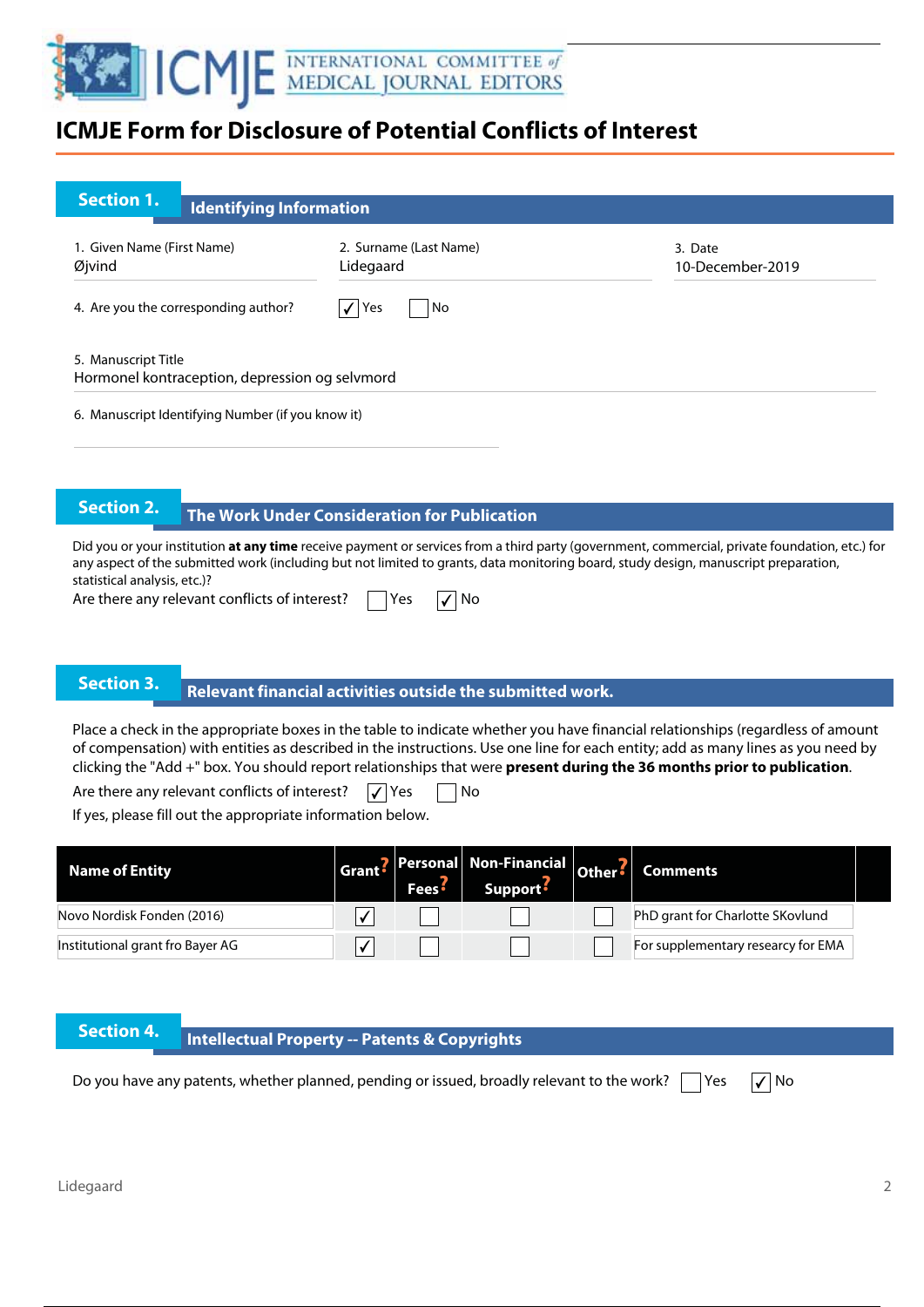# ICMJE Form for Disclosure of Potential Conflicts of Interest

## Section 1. Identifying Information

1. Given Name (First Name)
Øjvind

2. Surname (Last Name)
Lidegaard

3. Date
10-December-2019

4. Are you the corresponding author? ☑ Yes ☐ No

5. Manuscript Title
Hormonel kontraception, depression og selvmord

6. Manuscript Identifying Number (if you know it)

## Section 2. The Work Under Consideration for Publication

Did you or your institution **at any time** receive payment or services from a third party (government, commercial, private foundation, etc.) for any aspect of the submitted work (including but not limited to grants, data monitoring board, study design, manuscript preparation, statistical analysis, etc.)?

Are there any relevant conflicts of interest? ☐ Yes ☑ No

## Section 3. Relevant financial activities outside the submitted work.

Place a check in the appropriate boxes in the table to indicate whether you have financial relationships (regardless of amount of compensation) with entities as described in the instructions. Use one line for each entity; add as many lines as you need by clicking the "Add +" box. You should report relationships that were **present during the 36 months prior to publication**.

Are there any relevant conflicts of interest? ☑ Yes ☐ No

If yes, please fill out the appropriate information below.

| Name of Entity | Grant? | Personal Fees? | Non-Financial Support? | Other? | Comments |
|---|---|---|---|---|---|
| Novo Nordisk Fonden (2016) | ☑ | ☐ | ☐ | ☐ | PhD grant for Charlotte SKovlund |
| Institutional grant fro Bayer AG | ☑ | ☐ | ☐ | ☐ | For supplementary researcy for EMA |

## Section 4. Intellectual Property -- Patents & Copyrights

Do you have any patents, whether planned, pending or issued, broadly relevant to the work? ☐ Yes ☑ No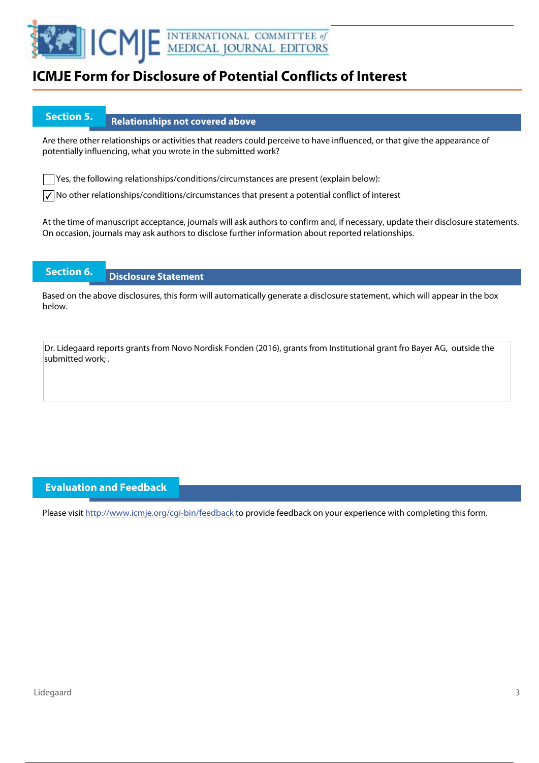# ICMJE Form for Disclosure of Potential Conflicts of Interest

## Section 5. Relationships not covered above

Are there other relationships or activities that readers could perceive to have influenced, or that give the appearance of potentially influencing, what you wrote in the submitted work?

☐ Yes, the following relationships/conditions/circumstances are present (explain below):

☑ No other relationships/conditions/circumstances that present a potential conflict of interest

At the time of manuscript acceptance, journals will ask authors to confirm and, if necessary, update their disclosure statements. On occasion, journals may ask authors to disclose further information about reported relationships.

## Section 6. Disclosure Statement

Based on the above disclosures, this form will automatically generate a disclosure statement, which will appear in the box below.

Dr. Lidegaard reports grants from Novo Nordisk Fonden (2016), grants from Institutional grant fro Bayer AG, outside the submitted work; .

## Evaluation and Feedback

Please visit http://www.icmje.org/cgi-bin/feedback to provide feedback on your experience with completing this form.